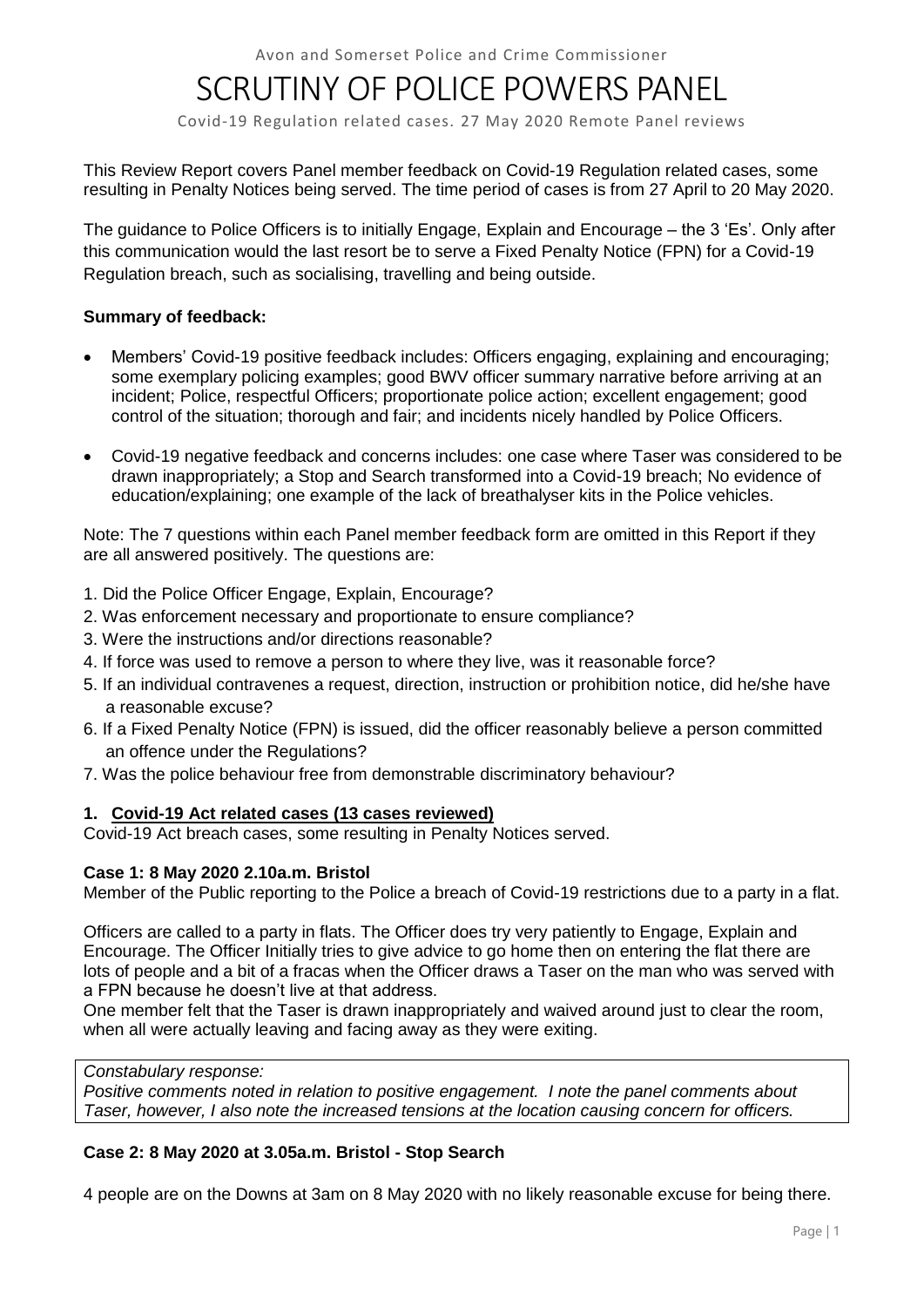Avon and Somerset Police and Crime Commissioner

# SCRUTINY OF POLICE POWERS PANEL

Covid-19 Regulation related cases. 27 May 2020 Remote Panel reviews

This Review Report covers Panel member feedback on Covid-19 Regulation related cases, some resulting in Penalty Notices being served. The time period of cases is from 27 April to 20 May 2020.

The guidance to Police Officers is to initially Engage, Explain and Encourage – the 3 'Es'. Only after this communication would the last resort be to serve a Fixed Penalty Notice (FPN) for a Covid-19 Regulation breach, such as socialising, travelling and being outside.

**Summary of feedback:**

- Members' Covid-19 positive feedback includes: Officers engaging, explaining and encouraging; some exemplary policing examples; good BWV officer summary narrative before arriving at an incident; Police, respectful Officers; proportionate police action; excellent engagement; good control of the situation; thorough and fair; and incidents nicely handled by Police Officers.
- Covid-19 negative feedback and concerns includes: one case where Taser was considered to be drawn inappropriately; a Stop and Search transformed into a Covid-19 breach; No evidence of education/explaining; one example of the lack of breathalyser kits in the Police vehicles.

Note: The 7 questions within each Panel member feedback form are omitted in this Report if they are all answered positively. The questions are:

1. Did the Police Officer Engage, Explain, Encourage?
2. Was enforcement necessary and proportionate to ensure compliance?
3. Were the instructions and/or directions reasonable?
4. If force was used to remove a person to where they live, was it reasonable force?
5. If an individual contravenes a request, direction, instruction or prohibition notice, did he/she have a reasonable excuse?
6. If a Fixed Penalty Notice (FPN) is issued, did the officer reasonably believe a person committed an offence under the Regulations?
7. Was the police behaviour free from demonstrable discriminatory behaviour?

## 1. Covid-19 Act related cases (13 cases reviewed)

Covid-19 Act breach cases, some resulting in Penalty Notices served.

**Case 1: 8 May 2020 2.10a.m. Bristol**

Member of the Public reporting to the Police a breach of Covid-19 restrictions due to a party in a flat.

Officers are called to a party in flats. The Officer does try very patiently to Engage, Explain and Encourage. The Officer Initially tries to give advice to go home then on entering the flat there are lots of people and a bit of a fracas when the Officer draws a Taser on the man who was served with a FPN because he doesn't live at that address.

One member felt that the Taser is drawn inappropriately and waived around just to clear the room, when all were actually leaving and facing away as they were exiting.

*Constabulary response:*
*Positive comments noted in relation to positive engagement. I note the panel comments about Taser, however, I also note the increased tensions at the location causing concern for officers.*

**Case 2: 8 May 2020 at 3.05a.m. Bristol - Stop Search**

4 people are on the Downs at 3am on 8 May 2020 with no likely reasonable excuse for being there.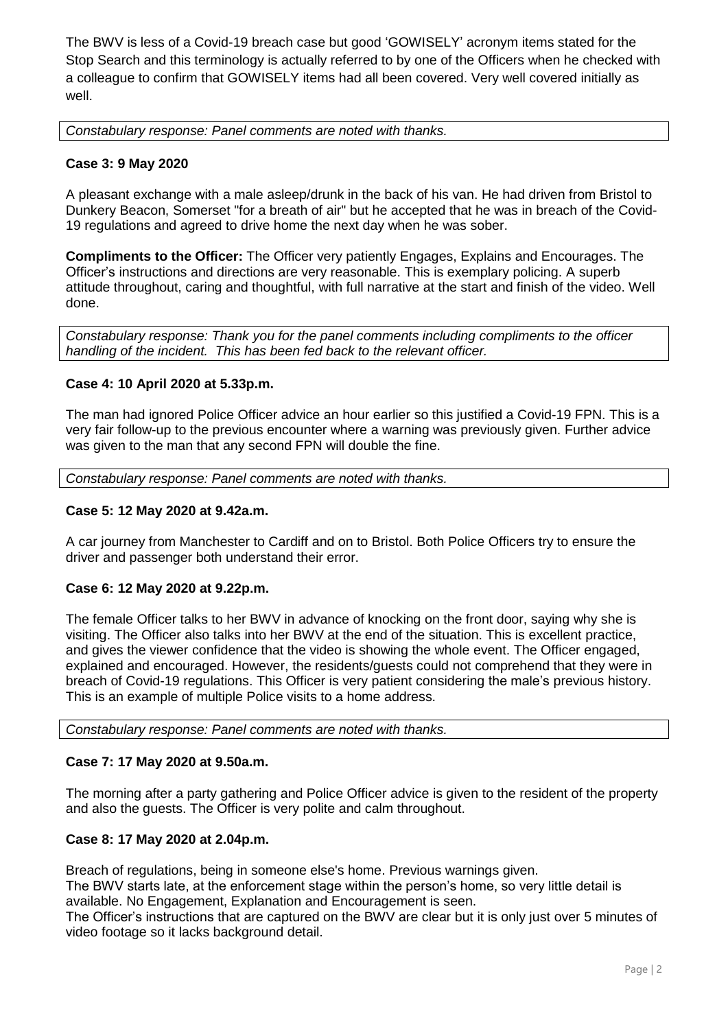The BWV is less of a Covid-19 breach case but good 'GOWISELY' acronym items stated for the Stop Search and this terminology is actually referred to by one of the Officers when he checked with a colleague to confirm that GOWISELY items had all been covered. Very well covered initially as well.

*Constabulary response: Panel comments are noted with thanks.*

**Case 3: 9 May 2020**

A pleasant exchange with a male asleep/drunk in the back of his van. He had driven from Bristol to Dunkery Beacon, Somerset "for a breath of air" but he accepted that he was in breach of the Covid-19 regulations and agreed to drive home the next day when he was sober.

**Compliments to the Officer:** The Officer very patiently Engages, Explains and Encourages. The Officer's instructions and directions are very reasonable. This is exemplary policing. A superb attitude throughout, caring and thoughtful, with full narrative at the start and finish of the video. Well done.

*Constabulary response: Thank you for the panel comments including compliments to the officer handling of the incident. This has been fed back to the relevant officer.*

**Case 4: 10 April 2020 at 5.33p.m.**

The man had ignored Police Officer advice an hour earlier so this justified a Covid-19 FPN. This is a very fair follow-up to the previous encounter where a warning was previously given. Further advice was given to the man that any second FPN will double the fine.

*Constabulary response: Panel comments are noted with thanks.*

**Case 5: 12 May 2020 at 9.42a.m.**

A car journey from Manchester to Cardiff and on to Bristol. Both Police Officers try to ensure the driver and passenger both understand their error.

**Case 6: 12 May 2020 at 9.22p.m.**

The female Officer talks to her BWV in advance of knocking on the front door, saying why she is visiting. The Officer also talks into her BWV at the end of the situation. This is excellent practice, and gives the viewer confidence that the video is showing the whole event. The Officer engaged, explained and encouraged. However, the residents/guests could not comprehend that they were in breach of Covid-19 regulations. This Officer is very patient considering the male's previous history. This is an example of multiple Police visits to a home address.

*Constabulary response: Panel comments are noted with thanks.*

**Case 7: 17 May 2020 at 9.50a.m.**

The morning after a party gathering and Police Officer advice is given to the resident of the property and also the guests. The Officer is very polite and calm throughout.

**Case 8: 17 May 2020 at 2.04p.m.**

Breach of regulations, being in someone else's home. Previous warnings given.
The BWV starts late, at the enforcement stage within the person's home, so very little detail is available. No Engagement, Explanation and Encouragement is seen.
The Officer's instructions that are captured on the BWV are clear but it is only just over 5 minutes of video footage so it lacks background detail.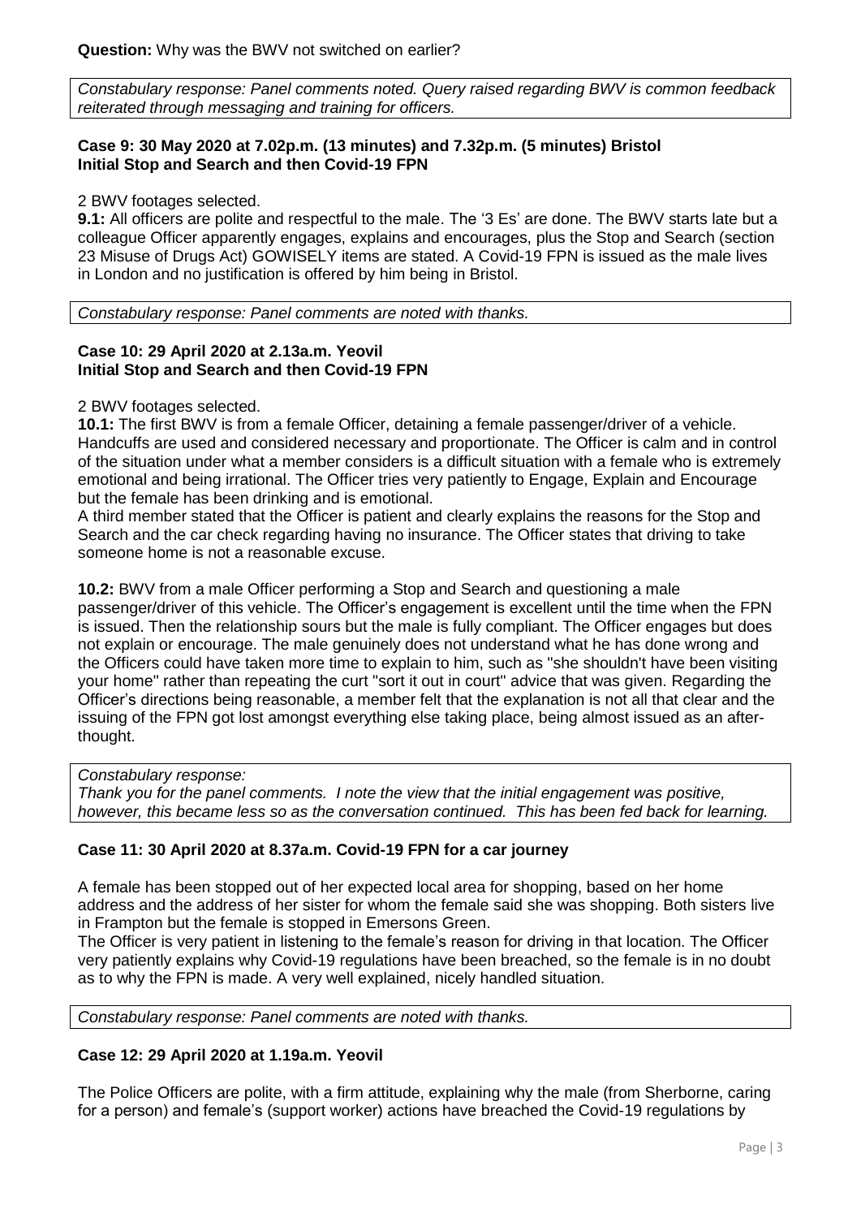**Question:** Why was the BWV not switched on earlier?

*Constabulary response: Panel comments noted. Query raised regarding BWV is common feedback reiterated through messaging and training for officers.*

**Case 9: 30 May 2020 at 7.02p.m. (13 minutes) and 7.32p.m. (5 minutes) Bristol**
**Initial Stop and Search and then Covid-19 FPN**

2 BWV footages selected.

**9.1:** All officers are polite and respectful to the male. The '3 Es' are done. The BWV starts late but a colleague Officer apparently engages, explains and encourages, plus the Stop and Search (section 23 Misuse of Drugs Act) GOWISELY items are stated. A Covid-19 FPN is issued as the male lives in London and no justification is offered by him being in Bristol.

*Constabulary response: Panel comments are noted with thanks.*

**Case 10: 29 April 2020 at 2.13a.m. Yeovil**
**Initial Stop and Search and then Covid-19 FPN**

2 BWV footages selected.

**10.1:** The first BWV is from a female Officer, detaining a female passenger/driver of a vehicle. Handcuffs are used and considered necessary and proportionate. The Officer is calm and in control of the situation under what a member considers is a difficult situation with a female who is extremely emotional and being irrational. The Officer tries very patiently to Engage, Explain and Encourage but the female has been drinking and is emotional.

A third member stated that the Officer is patient and clearly explains the reasons for the Stop and Search and the car check regarding having no insurance. The Officer states that driving to take someone home is not a reasonable excuse.

**10.2:** BWV from a male Officer performing a Stop and Search and questioning a male passenger/driver of this vehicle. The Officer's engagement is excellent until the time when the FPN is issued. Then the relationship sours but the male is fully compliant. The Officer engages but does not explain or encourage. The male genuinely does not understand what he has done wrong and the Officers could have taken more time to explain to him, such as "she shouldn't have been visiting your home" rather than repeating the curt "sort it out in court" advice that was given. Regarding the Officer's directions being reasonable, a member felt that the explanation is not all that clear and the issuing of the FPN got lost amongst everything else taking place, being almost issued as an after-thought.

*Constabulary response:*
*Thank you for the panel comments. I note the view that the initial engagement was positive, however, this became less so as the conversation continued. This has been fed back for learning.*

**Case 11: 30 April 2020 at 8.37a.m. Covid-19 FPN for a car journey**

A female has been stopped out of her expected local area for shopping, based on her home address and the address of her sister for whom the female said she was shopping. Both sisters live in Frampton but the female is stopped in Emersons Green.

The Officer is very patient in listening to the female's reason for driving in that location. The Officer very patiently explains why Covid-19 regulations have been breached, so the female is in no doubt as to why the FPN is made. A very well explained, nicely handled situation.

*Constabulary response: Panel comments are noted with thanks.*

**Case 12: 29 April 2020 at 1.19a.m. Yeovil**

The Police Officers are polite, with a firm attitude, explaining why the male (from Sherborne, caring for a person) and female's (support worker) actions have breached the Covid-19 regulations by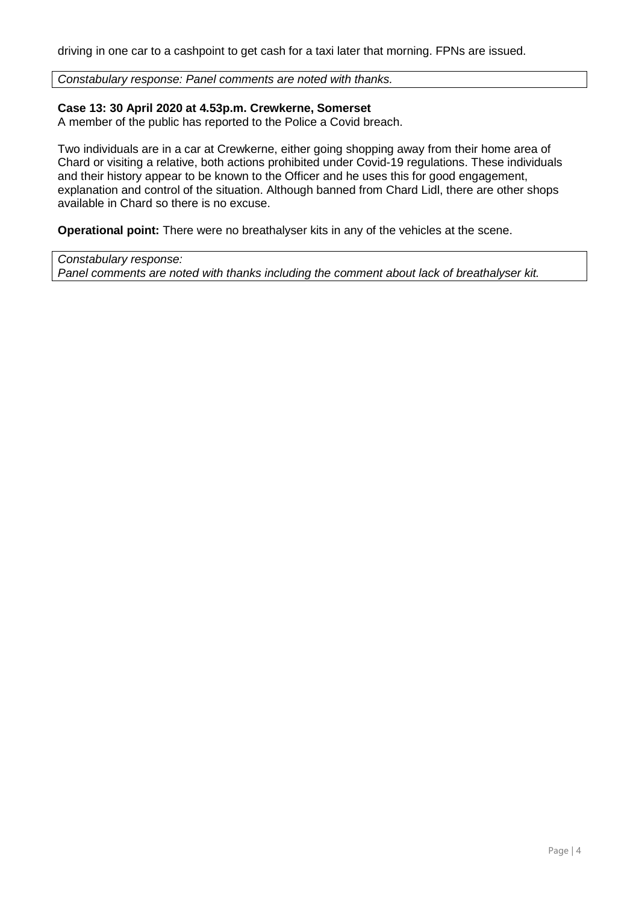driving in one car to a cashpoint to get cash for a taxi later that morning. FPNs are issued.

*Constabulary response: Panel comments are noted with thanks.*

**Case 13: 30 April 2020 at 4.53p.m. Crewkerne, Somerset**
A member of the public has reported to the Police a Covid breach.

Two individuals are in a car at Crewkerne, either going shopping away from their home area of Chard or visiting a relative, both actions prohibited under Covid-19 regulations. These individuals and their history appear to be known to the Officer and he uses this for good engagement, explanation and control of the situation. Although banned from Chard Lidl, there are other shops available in Chard so there is no excuse.

**Operational point:** There were no breathalyser kits in any of the vehicles at the scene.

*Constabulary response:*
*Panel comments are noted with thanks including the comment about lack of breathalyser kit.*